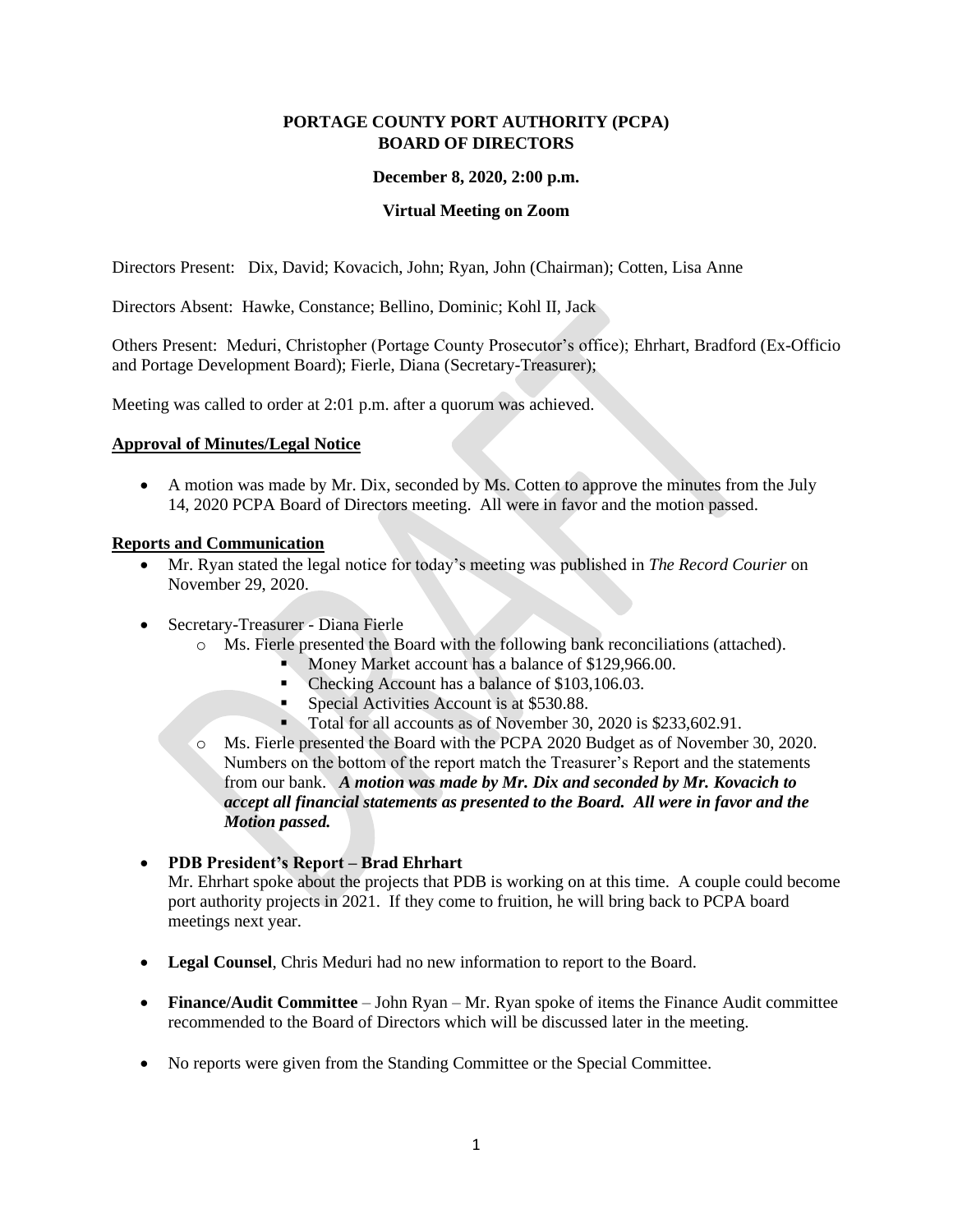**PORTAGE COUNTY PORT AUTHORITY (PCPA)**
**BOARD OF DIRECTORS**

**December 8, 2020, 2:00 p.m.**

**Virtual Meeting on Zoom**

Directors Present: Dix, David; Kovacich, John; Ryan, John (Chairman); Cotten, Lisa Anne

Directors Absent: Hawke, Constance; Bellino, Dominic; Kohl II, Jack

Others Present: Meduri, Christopher (Portage County Prosecutor's office); Ehrhart, Bradford (Ex-Officio and Portage Development Board); Fierle, Diana (Secretary-Treasurer);

Meeting was called to order at 2:01 p.m. after a quorum was achieved.

**Approval of Minutes/Legal Notice**

- A motion was made by Mr. Dix, seconded by Ms. Cotten to approve the minutes from the July 14, 2020 PCPA Board of Directors meeting. All were in favor and the motion passed.

**Reports and Communication**

- Mr. Ryan stated the legal notice for today's meeting was published in *The Record Courier* on November 29, 2020.
- Secretary-Treasurer - Diana Fierle
  - Ms. Fierle presented the Board with the following bank reconciliations (attached).
    - Money Market account has a balance of $129,966.00.
    - Checking Account has a balance of $103,106.03.
    - Special Activities Account is at $530.88.
    - Total for all accounts as of November 30, 2020 is $233,602.91.
  - Ms. Fierle presented the Board with the PCPA 2020 Budget as of November 30, 2020. Numbers on the bottom of the report match the Treasurer's Report and the statements from our bank. ***A motion was made by Mr. Dix and seconded by Mr. Kovacich to accept all financial statements as presented to the Board. All were in favor and the Motion passed.***
- **PDB President's Report – Brad Ehrhart**
  Mr. Ehrhart spoke about the projects that PDB is working on at this time. A couple could become port authority projects in 2021. If they come to fruition, he will bring back to PCPA board meetings next year.
- **Legal Counsel**, Chris Meduri had no new information to report to the Board.
- **Finance/Audit Committee** – John Ryan – Mr. Ryan spoke of items the Finance Audit committee recommended to the Board of Directors which will be discussed later in the meeting.
- No reports were given from the Standing Committee or the Special Committee.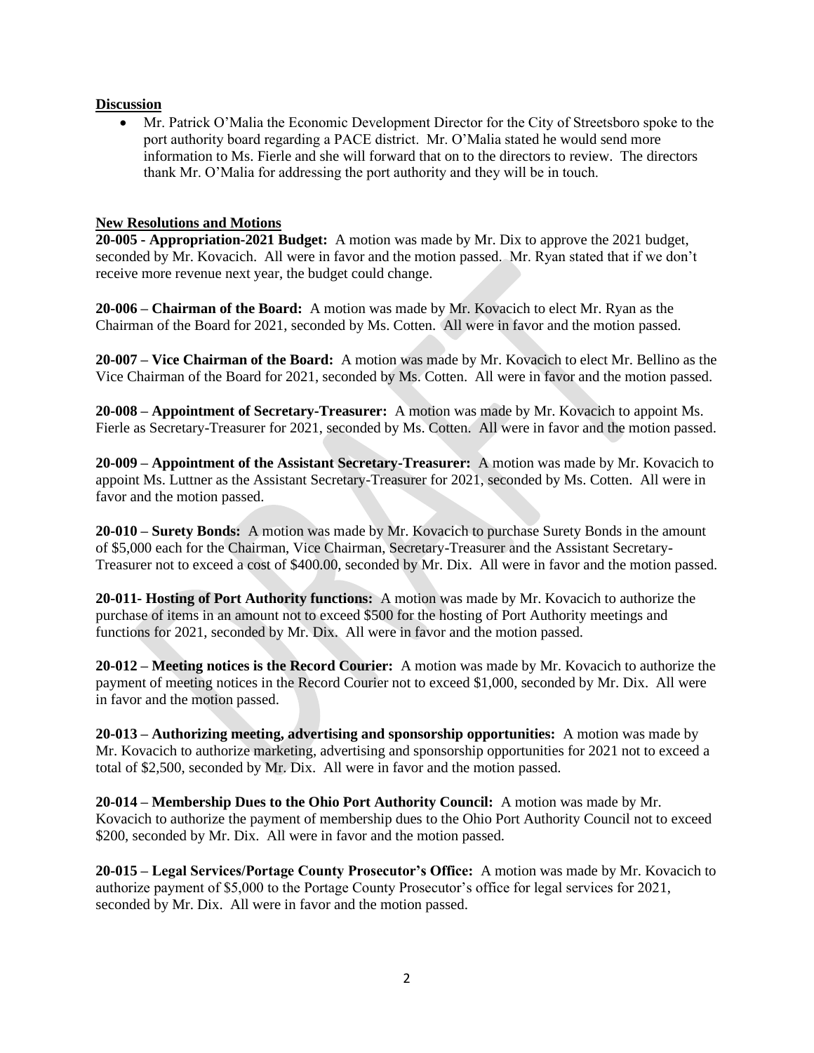**Discussion**

- Mr. Patrick O'Malia the Economic Development Director for the City of Streetsboro spoke to the port authority board regarding a PACE district. Mr. O'Malia stated he would send more information to Ms. Fierle and she will forward that on to the directors to review. The directors thank Mr. O'Malia for addressing the port authority and they will be in touch.

**New Resolutions and Motions**

**20-005 - Appropriation-2021 Budget:** A motion was made by Mr. Dix to approve the 2021 budget, seconded by Mr. Kovacich. All were in favor and the motion passed. Mr. Ryan stated that if we don't receive more revenue next year, the budget could change.

**20-006 – Chairman of the Board:** A motion was made by Mr. Kovacich to elect Mr. Ryan as the Chairman of the Board for 2021, seconded by Ms. Cotten. All were in favor and the motion passed.

**20-007 – Vice Chairman of the Board:** A motion was made by Mr. Kovacich to elect Mr. Bellino as the Vice Chairman of the Board for 2021, seconded by Ms. Cotten. All were in favor and the motion passed.

**20-008 – Appointment of Secretary-Treasurer:** A motion was made by Mr. Kovacich to appoint Ms. Fierle as Secretary-Treasurer for 2021, seconded by Ms. Cotten. All were in favor and the motion passed.

**20-009 – Appointment of the Assistant Secretary-Treasurer:** A motion was made by Mr. Kovacich to appoint Ms. Luttner as the Assistant Secretary-Treasurer for 2021, seconded by Ms. Cotten. All were in favor and the motion passed.

**20-010 – Surety Bonds:** A motion was made by Mr. Kovacich to purchase Surety Bonds in the amount of $5,000 each for the Chairman, Vice Chairman, Secretary-Treasurer and the Assistant Secretary-Treasurer not to exceed a cost of $400.00, seconded by Mr. Dix. All were in favor and the motion passed.

**20-011- Hosting of Port Authority functions:** A motion was made by Mr. Kovacich to authorize the purchase of items in an amount not to exceed $500 for the hosting of Port Authority meetings and functions for 2021, seconded by Mr. Dix. All were in favor and the motion passed.

**20-012 – Meeting notices is the Record Courier:** A motion was made by Mr. Kovacich to authorize the payment of meeting notices in the Record Courier not to exceed $1,000, seconded by Mr. Dix. All were in favor and the motion passed.

**20-013 – Authorizing meeting, advertising and sponsorship opportunities:** A motion was made by Mr. Kovacich to authorize marketing, advertising and sponsorship opportunities for 2021 not to exceed a total of $2,500, seconded by Mr. Dix. All were in favor and the motion passed.

**20-014 – Membership Dues to the Ohio Port Authority Council:** A motion was made by Mr. Kovacich to authorize the payment of membership dues to the Ohio Port Authority Council not to exceed $200, seconded by Mr. Dix. All were in favor and the motion passed.

**20-015 – Legal Services/Portage County Prosecutor's Office:** A motion was made by Mr. Kovacich to authorize payment of $5,000 to the Portage County Prosecutor's office for legal services for 2021, seconded by Mr. Dix. All were in favor and the motion passed.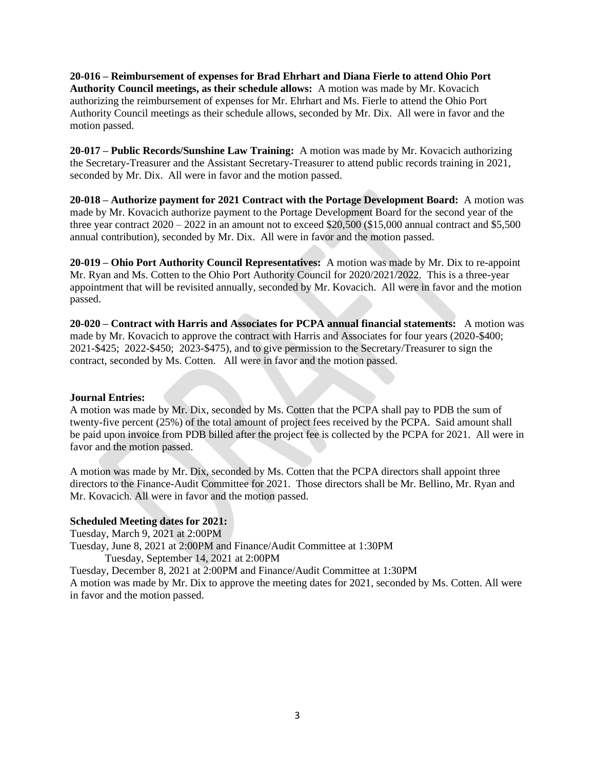**20-016 – Reimbursement of expenses for Brad Ehrhart and Diana Fierle to attend Ohio Port Authority Council meetings, as their schedule allows:** A motion was made by Mr. Kovacich authorizing the reimbursement of expenses for Mr. Ehrhart and Ms. Fierle to attend the Ohio Port Authority Council meetings as their schedule allows, seconded by Mr. Dix. All were in favor and the motion passed.

**20-017 – Public Records/Sunshine Law Training:** A motion was made by Mr. Kovacich authorizing the Secretary-Treasurer and the Assistant Secretary-Treasurer to attend public records training in 2021, seconded by Mr. Dix. All were in favor and the motion passed.

**20-018 – Authorize payment for 2021 Contract with the Portage Development Board:** A motion was made by Mr. Kovacich authorize payment to the Portage Development Board for the second year of the three year contract 2020 – 2022 in an amount not to exceed $20,500 ($15,000 annual contract and $5,500 annual contribution), seconded by Mr. Dix. All were in favor and the motion passed.

**20-019 – Ohio Port Authority Council Representatives:** A motion was made by Mr. Dix to re-appoint Mr. Ryan and Ms. Cotten to the Ohio Port Authority Council for 2020/2021/2022. This is a three-year appointment that will be revisited annually, seconded by Mr. Kovacich. All were in favor and the motion passed.

**20-020 – Contract with Harris and Associates for PCPA annual financial statements:** A motion was made by Mr. Kovacich to approve the contract with Harris and Associates for four years (2020-$400; 2021-$425; 2022-$450; 2023-$475), and to give permission to the Secretary/Treasurer to sign the contract, seconded by Ms. Cotten. All were in favor and the motion passed.

**Journal Entries:**

A motion was made by Mr. Dix, seconded by Ms. Cotten that the PCPA shall pay to PDB the sum of twenty-five percent (25%) of the total amount of project fees received by the PCPA. Said amount shall be paid upon invoice from PDB billed after the project fee is collected by the PCPA for 2021. All were in favor and the motion passed.

A motion was made by Mr. Dix, seconded by Ms. Cotten that the PCPA directors shall appoint three directors to the Finance-Audit Committee for 2021. Those directors shall be Mr. Bellino, Mr. Ryan and Mr. Kovacich. All were in favor and the motion passed.

**Scheduled Meeting dates for 2021:**

Tuesday, March 9, 2021 at 2:00PM
Tuesday, June 8, 2021 at 2:00PM and Finance/Audit Committee at 1:30PM
Tuesday, September 14, 2021 at 2:00PM
Tuesday, December 8, 2021 at 2:00PM and Finance/Audit Committee at 1:30PM

A motion was made by Mr. Dix to approve the meeting dates for 2021, seconded by Ms. Cotten. All were in favor and the motion passed.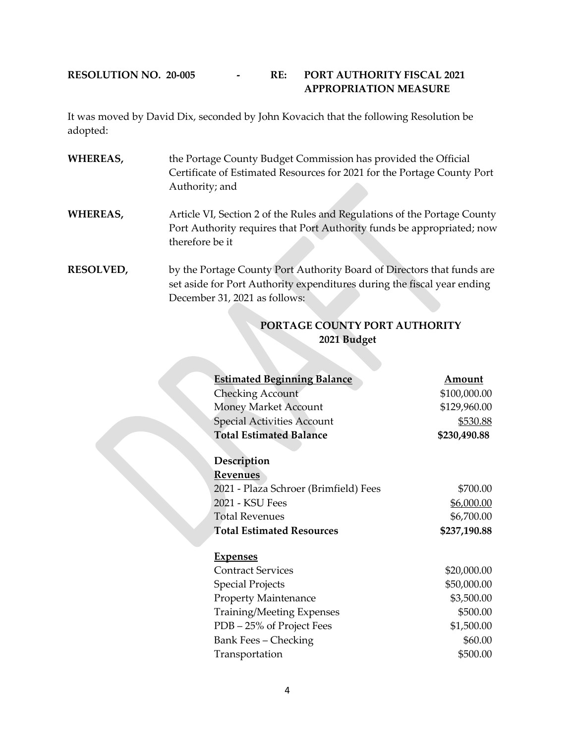**RESOLUTION NO. 20-005 - RE: PORT AUTHORITY FISCAL 2021 APPROPRIATION MEASURE**

It was moved by David Dix, seconded by John Kovacich that the following Resolution be adopted:

**WHEREAS,** the Portage County Budget Commission has provided the Official Certificate of Estimated Resources for 2021 for the Portage County Port Authority; and

**WHEREAS,** Article VI, Section 2 of the Rules and Regulations of the Portage County Port Authority requires that Port Authority funds be appropriated; now therefore be it

**RESOLVED,** by the Portage County Port Authority Board of Directors that funds are set aside for Port Authority expenditures during the fiscal year ending December 31, 2021 as follows:

**PORTAGE COUNTY PORT AUTHORITY**
**2021 Budget**

| **Estimated Beginning Balance** | **Amount** |
|---|---|
| Checking Account | $100,000.00 |
| Money Market Account | $129,960.00 |
| Special Activities Account | $530.88 |
| **Total Estimated Balance** | **$230,490.88** |
| **Description** | |
| **Revenues** | |
| 2021 - Plaza Schroer (Brimfield) Fees | $700.00 |
| 2021 - KSU Fees | $6,000.00 |
| Total Revenues | $6,700.00 |
| **Total Estimated Resources** | **$237,190.88** |
| **Expenses** | |
| Contract Services | $20,000.00 |
| Special Projects | $50,000.00 |
| Property Maintenance | $3,500.00 |
| Training/Meeting Expenses | $500.00 |
| PDB – 25% of Project Fees | $1,500.00 |
| Bank Fees – Checking | $60.00 |
| Transportation | $500.00 |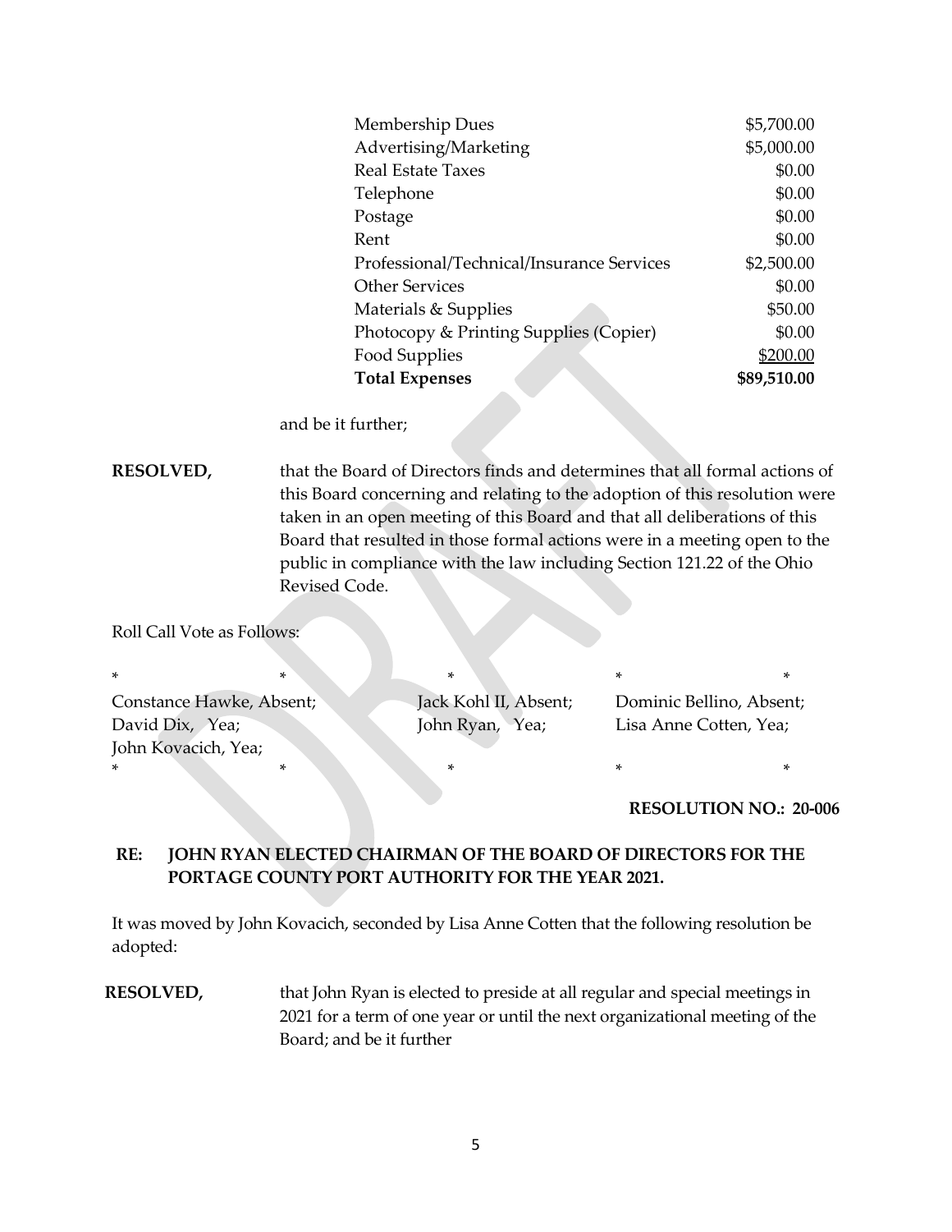| | |
|---|---|
| Membership Dues | $5,700.00 |
| Advertising/Marketing | $5,000.00 |
| Real Estate Taxes | $0.00 |
| Telephone | $0.00 |
| Postage | $0.00 |
| Rent | $0.00 |
| Professional/Technical/Insurance Services | $2,500.00 |
| Other Services | $0.00 |
| Materials & Supplies | $50.00 |
| Photocopy & Printing Supplies (Copier) | $0.00 |
| Food Supplies | $200.00 |
| **Total Expenses** | **$89,510.00** |

and be it further;

**RESOLVED,** that the Board of Directors finds and determines that all formal actions of this Board concerning and relating to the adoption of this resolution were taken in an open meeting of this Board and that all deliberations of this Board that resulted in those formal actions were in a meeting open to the public in compliance with the law including Section 121.22 of the Ohio Revised Code.

Roll Call Vote as Follows:

\* \* \* \* \*

Constance Hawke, Absent; Jack Kohl II, Absent; Dominic Bellino, Absent;
David Dix, Yea; John Ryan, Yea; Lisa Anne Cotten, Yea;
John Kovacich, Yea;

\* \* \* \* \*

**RESOLUTION NO.: 20-006**

**RE: JOHN RYAN ELECTED CHAIRMAN OF THE BOARD OF DIRECTORS FOR THE PORTAGE COUNTY PORT AUTHORITY FOR THE YEAR 2021.**

It was moved by John Kovacich, seconded by Lisa Anne Cotten that the following resolution be adopted:

**RESOLVED,** that John Ryan is elected to preside at all regular and special meetings in 2021 for a term of one year or until the next organizational meeting of the Board; and be it further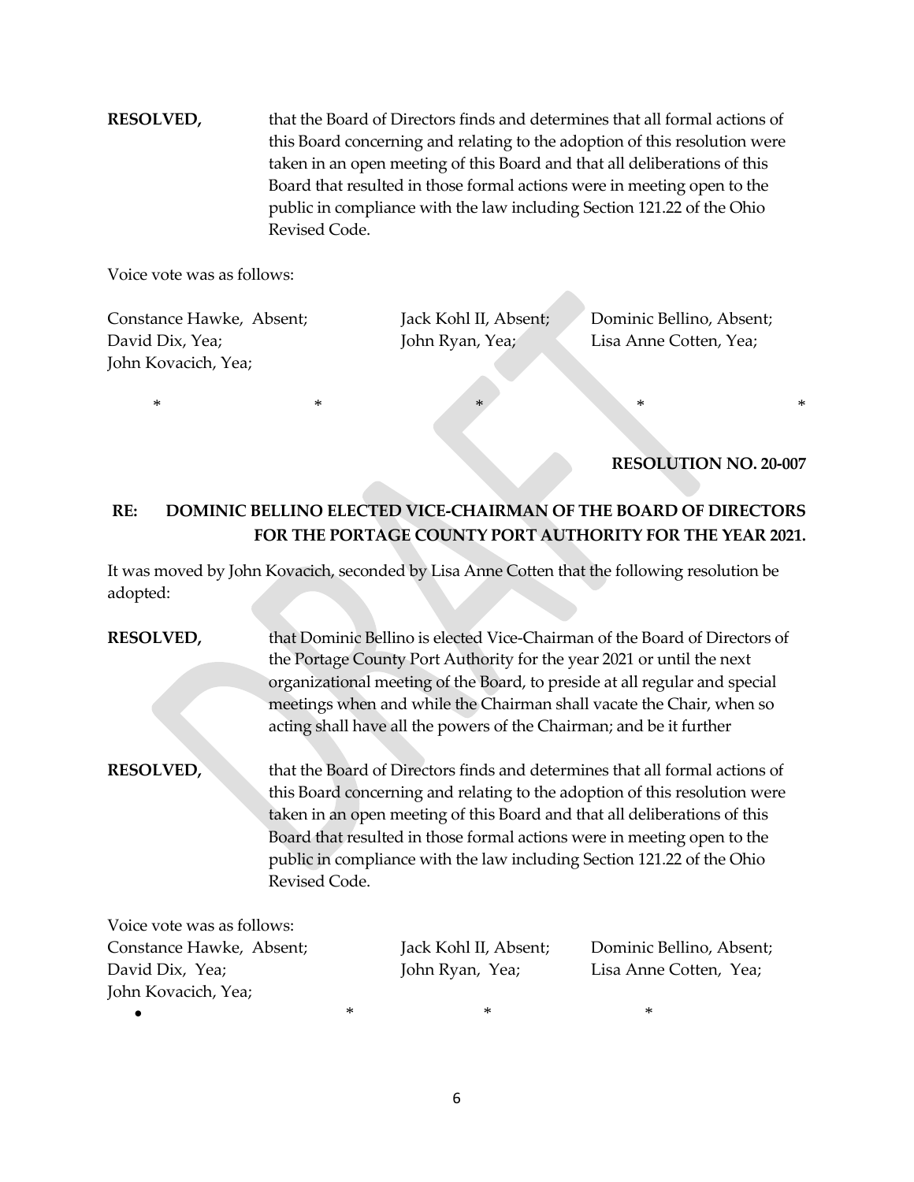**RESOLVED,** that the Board of Directors finds and determines that all formal actions of this Board concerning and relating to the adoption of this resolution were taken in an open meeting of this Board and that all deliberations of this Board that resulted in those formal actions were in meeting open to the public in compliance with the law including Section 121.22 of the Ohio Revised Code.

Voice vote was as follows:

Constance Hawke, Absent; Jack Kohl II, Absent; Dominic Bellino, Absent;
David Dix, Yea; John Ryan, Yea; Lisa Anne Cotten, Yea;
John Kovacich, Yea;

\* \* \* \* \*

**RESOLUTION NO. 20-007**

**RE: DOMINIC BELLINO ELECTED VICE-CHAIRMAN OF THE BOARD OF DIRECTORS FOR THE PORTAGE COUNTY PORT AUTHORITY FOR THE YEAR 2021.**

It was moved by John Kovacich, seconded by Lisa Anne Cotten that the following resolution be adopted:

**RESOLVED,** that Dominic Bellino is elected Vice-Chairman of the Board of Directors of the Portage County Port Authority for the year 2021 or until the next organizational meeting of the Board, to preside at all regular and special meetings when and while the Chairman shall vacate the Chair, when so acting shall have all the powers of the Chairman; and be it further

**RESOLVED,** that the Board of Directors finds and determines that all formal actions of this Board concerning and relating to the adoption of this resolution were taken in an open meeting of this Board and that all deliberations of this Board that resulted in those formal actions were in meeting open to the public in compliance with the law including Section 121.22 of the Ohio Revised Code.

Voice vote was as follows:
Constance Hawke, Absent; Jack Kohl II, Absent; Dominic Bellino, Absent;
David Dix, Yea; John Ryan, Yea; Lisa Anne Cotten, Yea;
John Kovacich, Yea;

- \* \* \*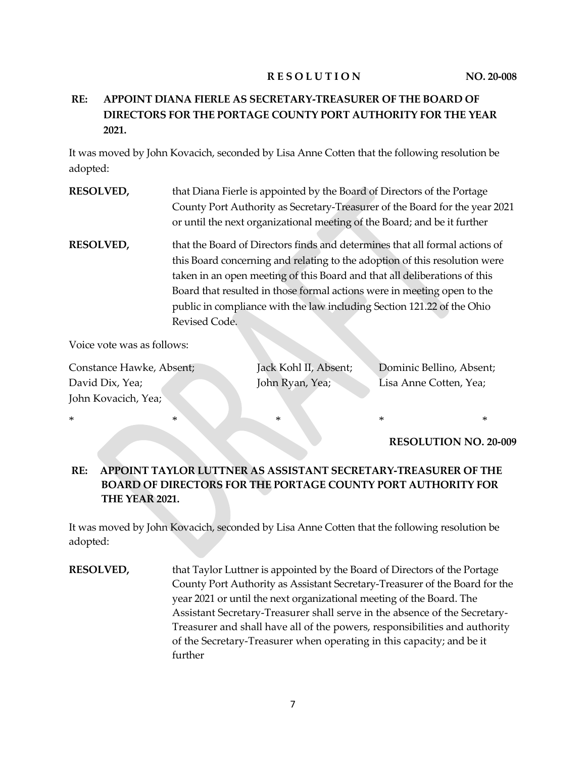**R E S O L U T I O N NO. 20-008**

**RE: APPOINT DIANA FIERLE AS SECRETARY-TREASURER OF THE BOARD OF DIRECTORS FOR THE PORTAGE COUNTY PORT AUTHORITY FOR THE YEAR 2021.**

It was moved by John Kovacich, seconded by Lisa Anne Cotten that the following resolution be adopted:

**RESOLVED,** that Diana Fierle is appointed by the Board of Directors of the Portage County Port Authority as Secretary-Treasurer of the Board for the year 2021 or until the next organizational meeting of the Board; and be it further

**RESOLVED,** that the Board of Directors finds and determines that all formal actions of this Board concerning and relating to the adoption of this resolution were taken in an open meeting of this Board and that all deliberations of this Board that resulted in those formal actions were in meeting open to the public in compliance with the law including Section 121.22 of the Ohio Revised Code.

Voice vote was as follows:

Constance Hawke, Absent; Jack Kohl II, Absent; Dominic Bellino, Absent;
David Dix, Yea; John Ryan, Yea; Lisa Anne Cotten, Yea;
John Kovacich, Yea;

\* \* \* \* \*

**RESOLUTION NO. 20-009**

**RE: APPOINT TAYLOR LUTTNER AS ASSISTANT SECRETARY-TREASURER OF THE BOARD OF DIRECTORS FOR THE PORTAGE COUNTY PORT AUTHORITY FOR THE YEAR 2021.**

It was moved by John Kovacich, seconded by Lisa Anne Cotten that the following resolution be adopted:

**RESOLVED,** that Taylor Luttner is appointed by the Board of Directors of the Portage County Port Authority as Assistant Secretary-Treasurer of the Board for the year 2021 or until the next organizational meeting of the Board. The Assistant Secretary-Treasurer shall serve in the absence of the Secretary-Treasurer and shall have all of the powers, responsibilities and authority of the Secretary-Treasurer when operating in this capacity; and be it further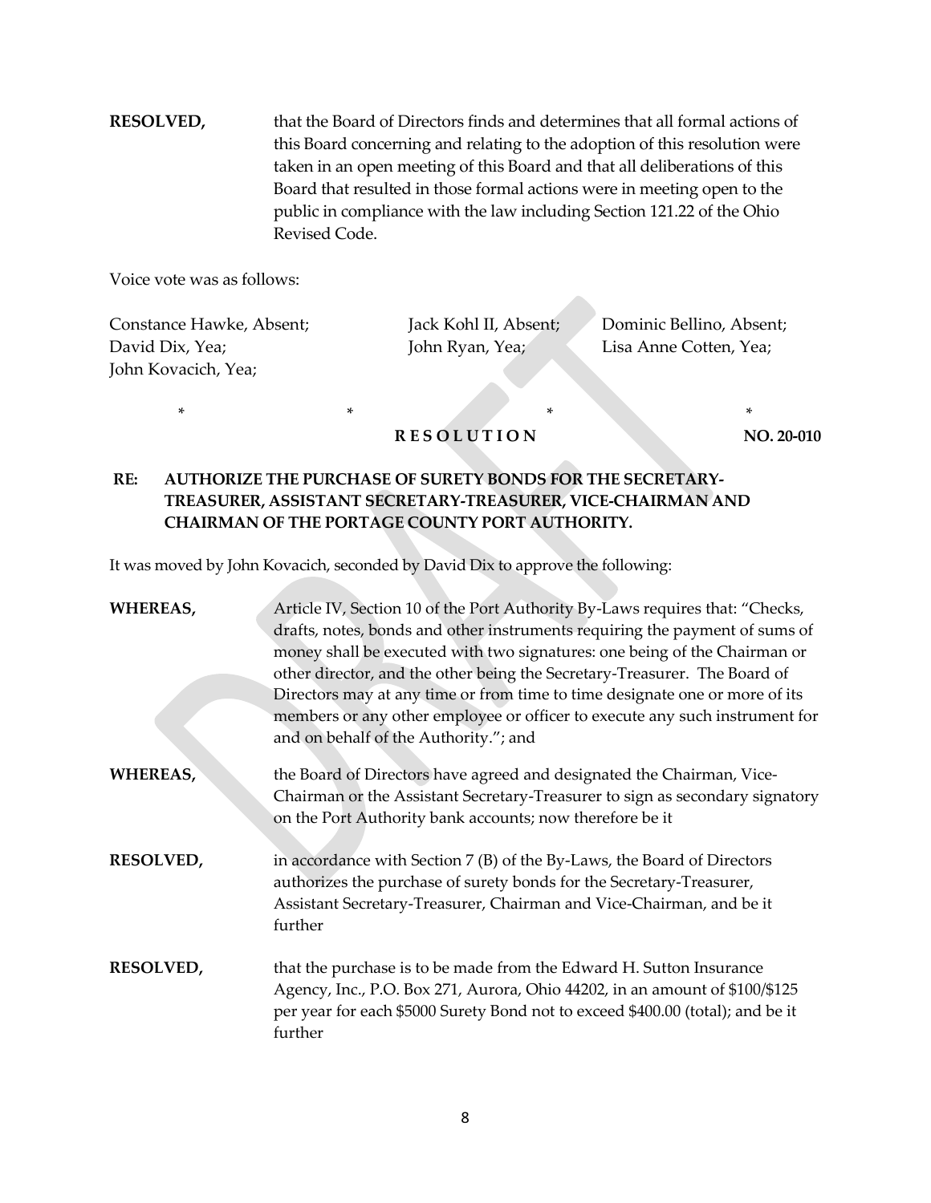**RESOLVED,** that the Board of Directors finds and determines that all formal actions of this Board concerning and relating to the adoption of this resolution were taken in an open meeting of this Board and that all deliberations of this Board that resulted in those formal actions were in meeting open to the public in compliance with the law including Section 121.22 of the Ohio Revised Code.

Voice vote was as follows:

Constance Hawke, Absent; Jack Kohl II, Absent; Dominic Bellino, Absent;
David Dix, Yea; John Ryan, Yea; Lisa Anne Cotten, Yea;
John Kovacich, Yea;

\* \* \* \*

**R E S O L U T I O N** **NO. 20-010**

**RE: AUTHORIZE THE PURCHASE OF SURETY BONDS FOR THE SECRETARY-TREASURER, ASSISTANT SECRETARY-TREASURER, VICE-CHAIRMAN AND CHAIRMAN OF THE PORTAGE COUNTY PORT AUTHORITY.**

It was moved by John Kovacich, seconded by David Dix to approve the following:

**WHEREAS,** Article IV, Section 10 of the Port Authority By-Laws requires that: "Checks, drafts, notes, bonds and other instruments requiring the payment of sums of money shall be executed with two signatures: one being of the Chairman or other director, and the other being the Secretary-Treasurer. The Board of Directors may at any time or from time to time designate one or more of its members or any other employee or officer to execute any such instrument for and on behalf of the Authority."; and

**WHEREAS,** the Board of Directors have agreed and designated the Chairman, Vice-Chairman or the Assistant Secretary-Treasurer to sign as secondary signatory on the Port Authority bank accounts; now therefore be it

**RESOLVED,** in accordance with Section 7 (B) of the By-Laws, the Board of Directors authorizes the purchase of surety bonds for the Secretary-Treasurer, Assistant Secretary-Treasurer, Chairman and Vice-Chairman, and be it further

**RESOLVED,** that the purchase is to be made from the Edward H. Sutton Insurance Agency, Inc., P.O. Box 271, Aurora, Ohio 44202, in an amount of $100/$125 per year for each $5000 Surety Bond not to exceed $400.00 (total); and be it further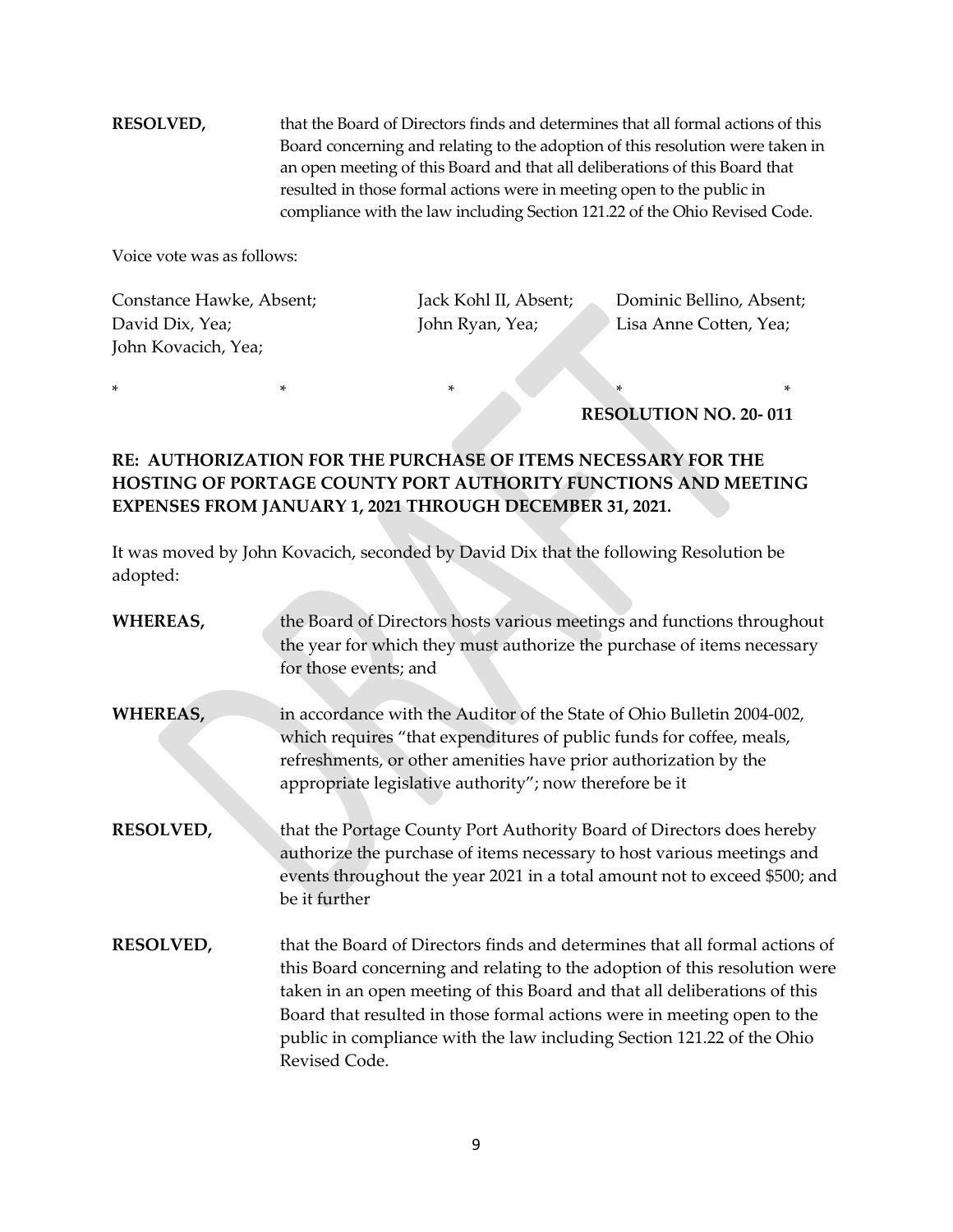**RESOLVED,** that the Board of Directors finds and determines that all formal actions of this Board concerning and relating to the adoption of this resolution were taken in an open meeting of this Board and that all deliberations of this Board that resulted in those formal actions were in meeting open to the public in compliance with the law including Section 121.22 of the Ohio Revised Code.

Voice vote was as follows:

| | | |
|---|---|---|
| Constance Hawke, Absent; | Jack Kohl II, Absent; | Dominic Bellino, Absent; |
| David Dix, Yea; | John Ryan, Yea; | Lisa Anne Cotten, Yea; |
| John Kovacich, Yea; | | |

\* \* \* \* \*

**RESOLUTION NO. 20- 011**

**RE: AUTHORIZATION FOR THE PURCHASE OF ITEMS NECESSARY FOR THE HOSTING OF PORTAGE COUNTY PORT AUTHORITY FUNCTIONS AND MEETING EXPENSES FROM JANUARY 1, 2021 THROUGH DECEMBER 31, 2021.**

It was moved by John Kovacich, seconded by David Dix that the following Resolution be adopted:

**WHEREAS,** the Board of Directors hosts various meetings and functions throughout the year for which they must authorize the purchase of items necessary for those events; and

**WHEREAS,** in accordance with the Auditor of the State of Ohio Bulletin 2004-002, which requires "that expenditures of public funds for coffee, meals, refreshments, or other amenities have prior authorization by the appropriate legislative authority"; now therefore be it

**RESOLVED,** that the Portage County Port Authority Board of Directors does hereby authorize the purchase of items necessary to host various meetings and events throughout the year 2021 in a total amount not to exceed $500; and be it further

**RESOLVED,** that the Board of Directors finds and determines that all formal actions of this Board concerning and relating to the adoption of this resolution were taken in an open meeting of this Board and that all deliberations of this Board that resulted in those formal actions were in meeting open to the public in compliance with the law including Section 121.22 of the Ohio Revised Code.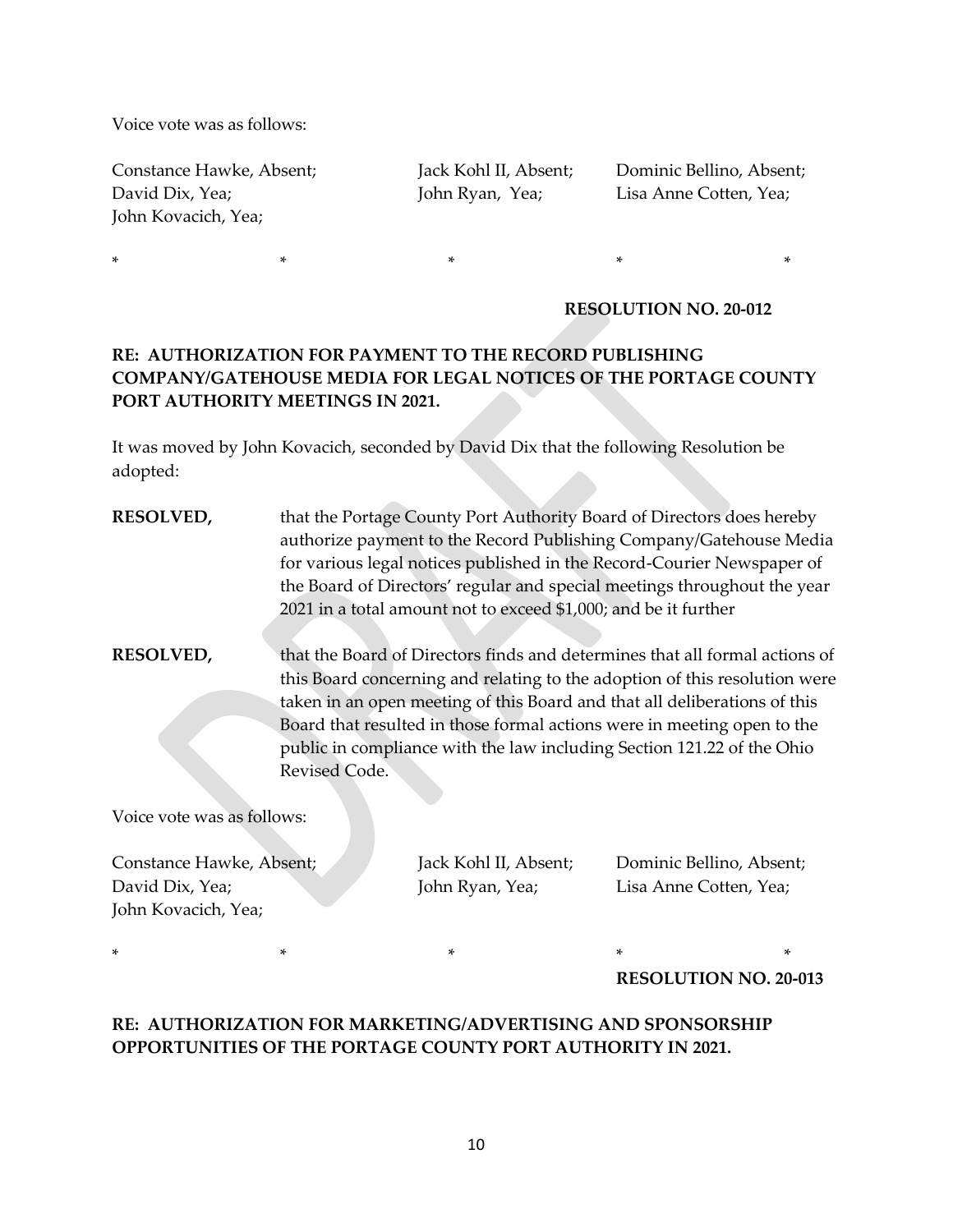Voice vote was as follows:

Constance Hawke, Absent; Jack Kohl II, Absent; Dominic Bellino, Absent;
David Dix, Yea; John Ryan, Yea; Lisa Anne Cotten, Yea;
John Kovacich, Yea;

\* \* \* \* \*

**RESOLUTION NO. 20-012**

**RE: AUTHORIZATION FOR PAYMENT TO THE RECORD PUBLISHING COMPANY/GATEHOUSE MEDIA FOR LEGAL NOTICES OF THE PORTAGE COUNTY PORT AUTHORITY MEETINGS IN 2021.**

It was moved by John Kovacich, seconded by David Dix that the following Resolution be adopted:

**RESOLVED,** that the Portage County Port Authority Board of Directors does hereby authorize payment to the Record Publishing Company/Gatehouse Media for various legal notices published in the Record-Courier Newspaper of the Board of Directors' regular and special meetings throughout the year 2021 in a total amount not to exceed $1,000; and be it further

**RESOLVED,** that the Board of Directors finds and determines that all formal actions of this Board concerning and relating to the adoption of this resolution were taken in an open meeting of this Board and that all deliberations of this Board that resulted in those formal actions were in meeting open to the public in compliance with the law including Section 121.22 of the Ohio Revised Code.

Voice vote was as follows:

Constance Hawke, Absent; Jack Kohl II, Absent; Dominic Bellino, Absent;
David Dix, Yea; John Ryan, Yea; Lisa Anne Cotten, Yea;
John Kovacich, Yea;

\* \* \* \* \*

**RESOLUTION NO. 20-013**

**RE: AUTHORIZATION FOR MARKETING/ADVERTISING AND SPONSORSHIP OPPORTUNITIES OF THE PORTAGE COUNTY PORT AUTHORITY IN 2021.**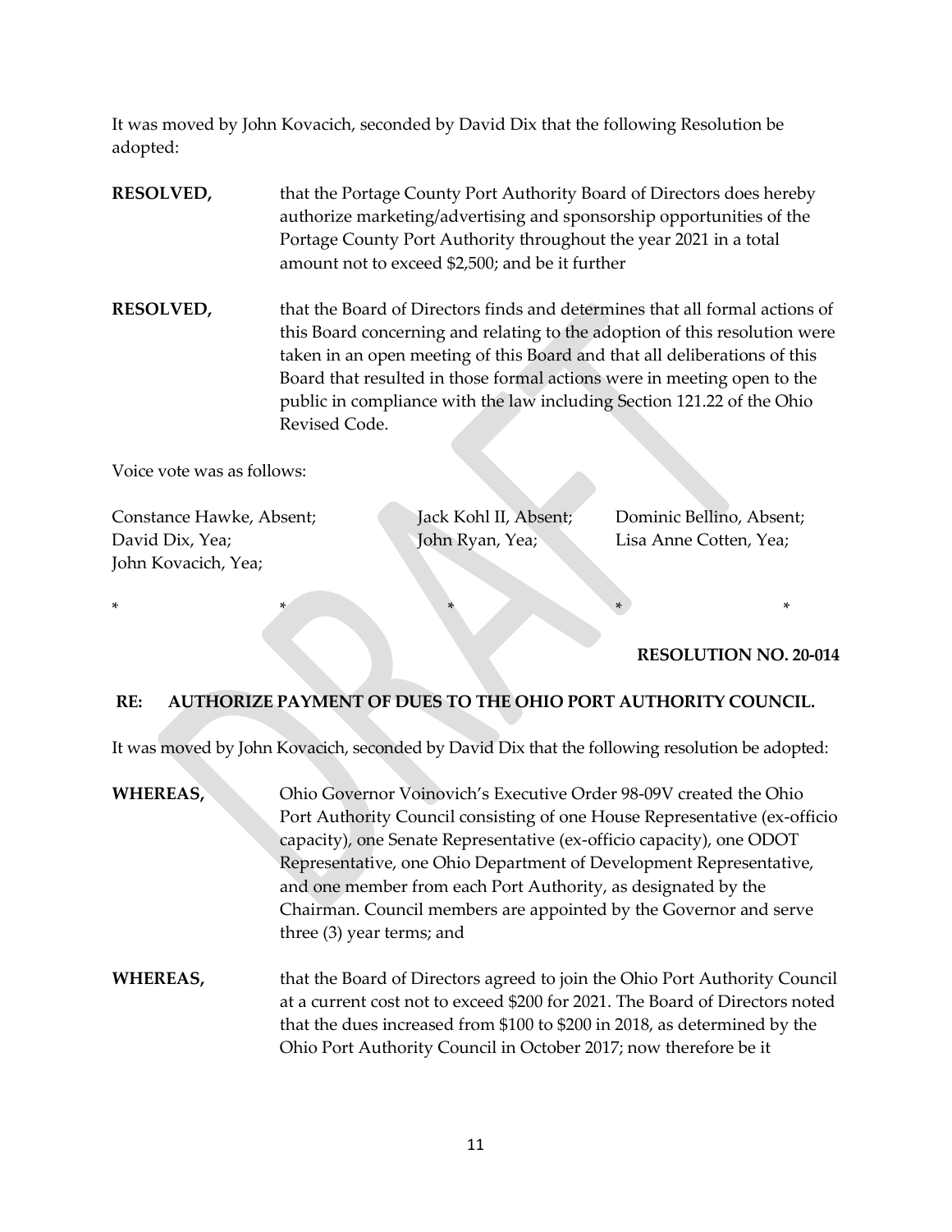It was moved by John Kovacich, seconded by David Dix that the following Resolution be adopted:

**RESOLVED,** that the Portage County Port Authority Board of Directors does hereby authorize marketing/advertising and sponsorship opportunities of the Portage County Port Authority throughout the year 2021 in a total amount not to exceed $2,500; and be it further

**RESOLVED,** that the Board of Directors finds and determines that all formal actions of this Board concerning and relating to the adoption of this resolution were taken in an open meeting of this Board and that all deliberations of this Board that resulted in those formal actions were in meeting open to the public in compliance with the law including Section 121.22 of the Ohio Revised Code.

Voice vote was as follows:

Constance Hawke, Absent; Jack Kohl II, Absent; Dominic Bellino, Absent;
David Dix, Yea; John Ryan, Yea; Lisa Anne Cotten, Yea;
John Kovacich, Yea;

\* \* \* \* \*

**RESOLUTION NO. 20-014**

**RE: AUTHORIZE PAYMENT OF DUES TO THE OHIO PORT AUTHORITY COUNCIL.**

It was moved by John Kovacich, seconded by David Dix that the following resolution be adopted:

**WHEREAS,** Ohio Governor Voinovich's Executive Order 98-09V created the Ohio Port Authority Council consisting of one House Representative (ex-officio capacity), one Senate Representative (ex-officio capacity), one ODOT Representative, one Ohio Department of Development Representative, and one member from each Port Authority, as designated by the Chairman. Council members are appointed by the Governor and serve three (3) year terms; and

**WHEREAS,** that the Board of Directors agreed to join the Ohio Port Authority Council at a current cost not to exceed $200 for 2021. The Board of Directors noted that the dues increased from $100 to $200 in 2018, as determined by the Ohio Port Authority Council in October 2017; now therefore be it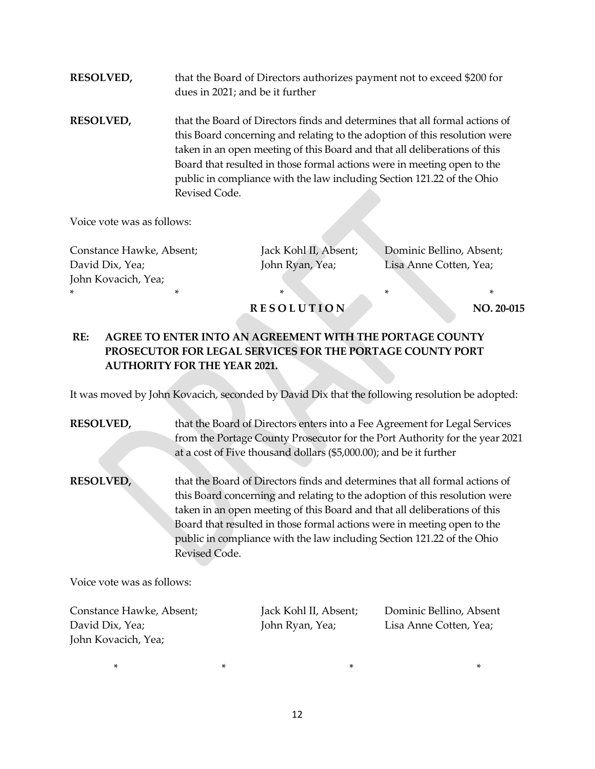**RESOLVED,** that the Board of Directors authorizes payment not to exceed $200 for dues in 2021; and be it further

**RESOLVED,** that the Board of Directors finds and determines that all formal actions of this Board concerning and relating to the adoption of this resolution were taken in an open meeting of this Board and that all deliberations of this Board that resulted in those formal actions were in meeting open to the public in compliance with the law including Section 121.22 of the Ohio Revised Code.

Voice vote was as follows:

Constance Hawke, Absent; Jack Kohl II, Absent; Dominic Bellino, Absent;
David Dix, Yea; John Ryan, Yea; Lisa Anne Cotten, Yea;
John Kovacich, Yea;

\* \* \* \* \*

**R E S O L U T I O N NO. 20-015**

**RE: AGREE TO ENTER INTO AN AGREEMENT WITH THE PORTAGE COUNTY PROSECUTOR FOR LEGAL SERVICES FOR THE PORTAGE COUNTY PORT AUTHORITY FOR THE YEAR 2021.**

It was moved by John Kovacich, seconded by David Dix that the following resolution be adopted:

**RESOLVED,** that the Board of Directors enters into a Fee Agreement for Legal Services from the Portage County Prosecutor for the Port Authority for the year 2021 at a cost of Five thousand dollars ($5,000.00); and be it further

**RESOLVED,** that the Board of Directors finds and determines that all formal actions of this Board concerning and relating to the adoption of this resolution were taken in an open meeting of this Board and that all deliberations of this Board that resulted in those formal actions were in meeting open to the public in compliance with the law including Section 121.22 of the Ohio Revised Code.

Voice vote was as follows:

Constance Hawke, Absent; Jack Kohl II, Absent; Dominic Bellino, Absent
David Dix, Yea; John Ryan, Yea; Lisa Anne Cotten, Yea;
John Kovacich, Yea;

\* \* \* \*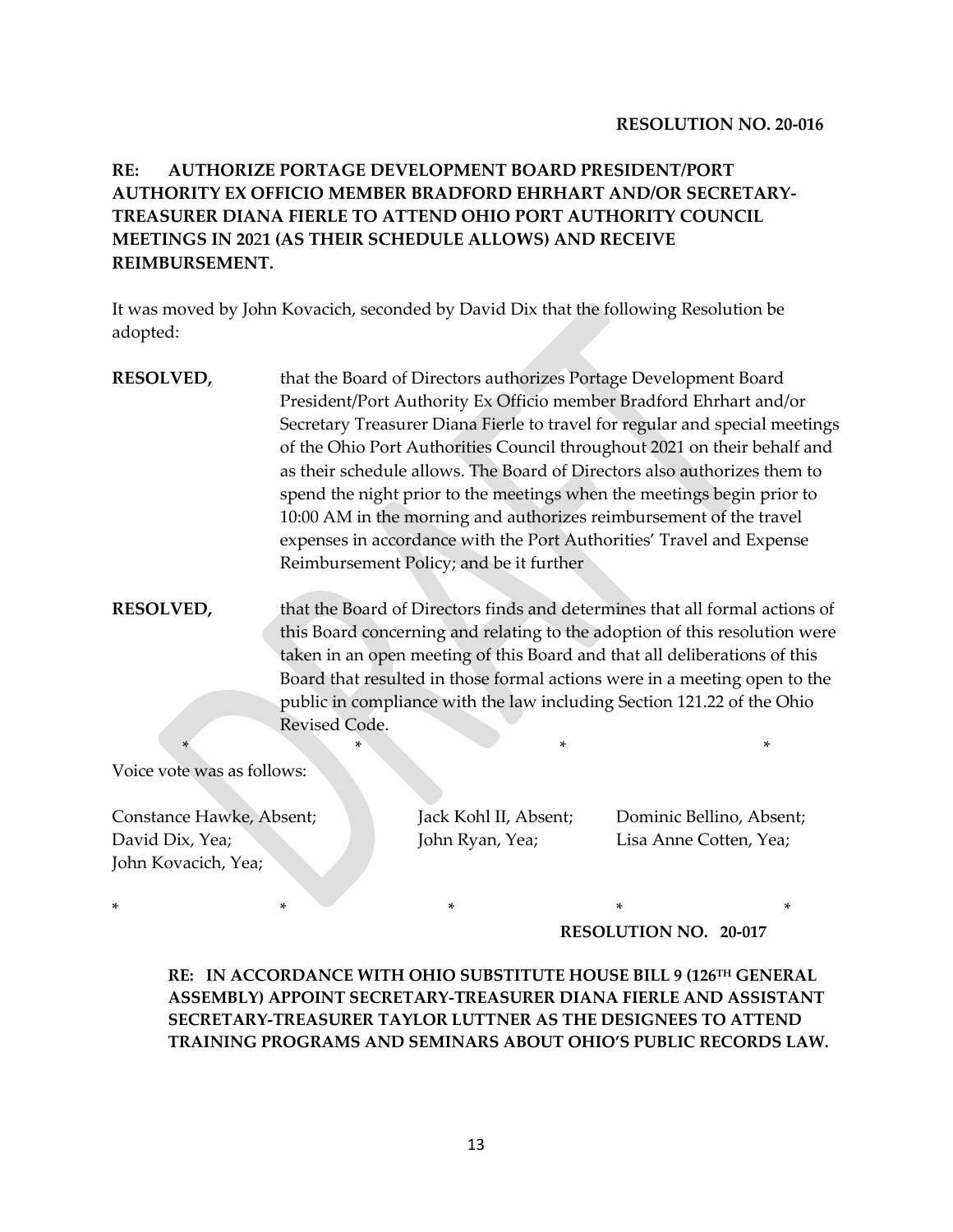**RESOLUTION NO. 20-016**

**RE: AUTHORIZE PORTAGE DEVELOPMENT BOARD PRESIDENT/PORT AUTHORITY EX OFFICIO MEMBER BRADFORD EHRHART AND/OR SECRETARY-TREASURER DIANA FIERLE TO ATTEND OHIO PORT AUTHORITY COUNCIL MEETINGS IN 2021 (AS THEIR SCHEDULE ALLOWS) AND RECEIVE REIMBURSEMENT.**

It was moved by John Kovacich, seconded by David Dix that the following Resolution be adopted:

**RESOLVED,** that the Board of Directors authorizes Portage Development Board President/Port Authority Ex Officio member Bradford Ehrhart and/or Secretary Treasurer Diana Fierle to travel for regular and special meetings of the Ohio Port Authorities Council throughout 2021 on their behalf and as their schedule allows. The Board of Directors also authorizes them to spend the night prior to the meetings when the meetings begin prior to 10:00 AM in the morning and authorizes reimbursement of the travel expenses in accordance with the Port Authorities' Travel and Expense Reimbursement Policy; and be it further

**RESOLVED,** that the Board of Directors finds and determines that all formal actions of this Board concerning and relating to the adoption of this resolution were taken in an open meeting of this Board and that all deliberations of this Board that resulted in those formal actions were in a meeting open to the public in compliance with the law including Section 121.22 of the Ohio Revised Code.

\* \* \* \*

Voice vote was as follows:

Constance Hawke, Absent; Jack Kohl II, Absent; Dominic Bellino, Absent;
David Dix, Yea; John Ryan, Yea; Lisa Anne Cotten, Yea;
John Kovacich, Yea;

\* \* \* \* \*

**RESOLUTION NO. 20-017**

**RE: IN ACCORDANCE WITH OHIO SUBSTITUTE HOUSE BILL 9 (126TH GENERAL ASSEMBLY) APPOINT SECRETARY-TREASURER DIANA FIERLE AND ASSISTANT SECRETARY-TREASURER TAYLOR LUTTNER AS THE DESIGNEES TO ATTEND TRAINING PROGRAMS AND SEMINARS ABOUT OHIO'S PUBLIC RECORDS LAW.**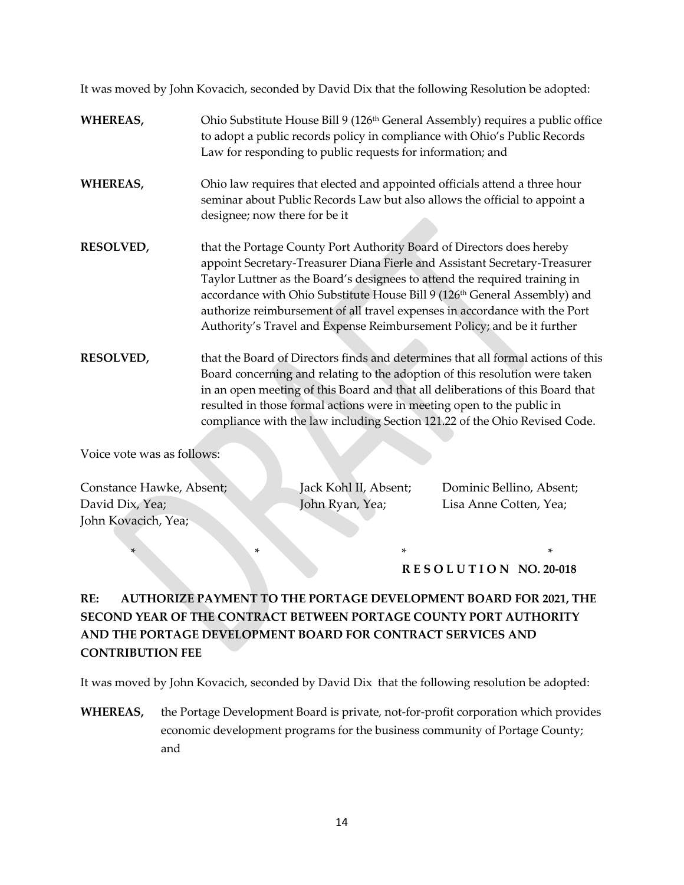It was moved by John Kovacich, seconded by David Dix that the following Resolution be adopted:

**WHEREAS,** Ohio Substitute House Bill 9 (126th General Assembly) requires a public office to adopt a public records policy in compliance with Ohio's Public Records Law for responding to public requests for information; and

**WHEREAS,** Ohio law requires that elected and appointed officials attend a three hour seminar about Public Records Law but also allows the official to appoint a designee; now there for be it

**RESOLVED,** that the Portage County Port Authority Board of Directors does hereby appoint Secretary-Treasurer Diana Fierle and Assistant Secretary-Treasurer Taylor Luttner as the Board's designees to attend the required training in accordance with Ohio Substitute House Bill 9 (126th General Assembly) and authorize reimbursement of all travel expenses in accordance with the Port Authority's Travel and Expense Reimbursement Policy; and be it further

**RESOLVED,** that the Board of Directors finds and determines that all formal actions of this Board concerning and relating to the adoption of this resolution were taken in an open meeting of this Board and that all deliberations of this Board that resulted in those formal actions were in meeting open to the public in compliance with the law including Section 121.22 of the Ohio Revised Code.

Voice vote was as follows:

Constance Hawke, Absent; Jack Kohl II, Absent; Dominic Bellino, Absent;
David Dix, Yea; John Ryan, Yea; Lisa Anne Cotten, Yea;
John Kovacich, Yea;

\* \* \* \*

**R E S O L U T I O N NO. 20-018**

**RE: AUTHORIZE PAYMENT TO THE PORTAGE DEVELOPMENT BOARD FOR 2021, THE SECOND YEAR OF THE CONTRACT BETWEEN PORTAGE COUNTY PORT AUTHORITY AND THE PORTAGE DEVELOPMENT BOARD FOR CONTRACT SERVICES AND CONTRIBUTION FEE**

It was moved by John Kovacich, seconded by David Dix that the following resolution be adopted:

**WHEREAS,** the Portage Development Board is private, not-for-profit corporation which provides economic development programs for the business community of Portage County; and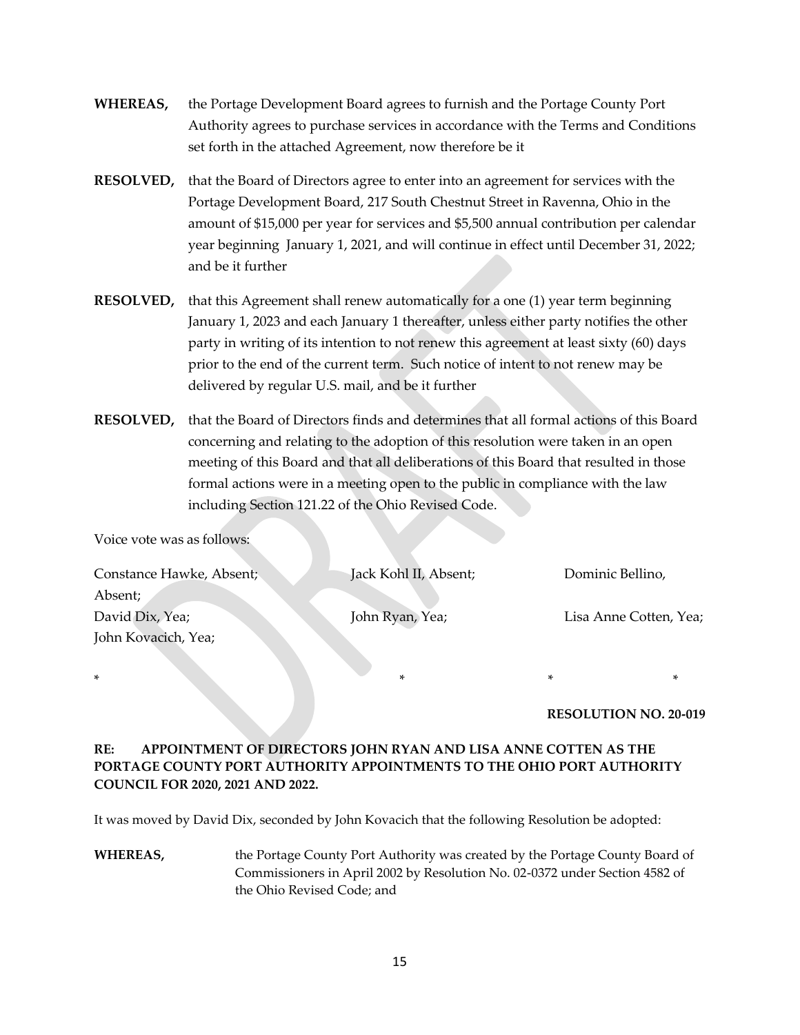**WHEREAS,** the Portage Development Board agrees to furnish and the Portage County Port Authority agrees to purchase services in accordance with the Terms and Conditions set forth in the attached Agreement, now therefore be it

**RESOLVED,** that the Board of Directors agree to enter into an agreement for services with the Portage Development Board, 217 South Chestnut Street in Ravenna, Ohio in the amount of $15,000 per year for services and $5,500 annual contribution per calendar year beginning January 1, 2021, and will continue in effect until December 31, 2022; and be it further

**RESOLVED,** that this Agreement shall renew automatically for a one (1) year term beginning January 1, 2023 and each January 1 thereafter, unless either party notifies the other party in writing of its intention to not renew this agreement at least sixty (60) days prior to the end of the current term. Such notice of intent to not renew may be delivered by regular U.S. mail, and be it further

**RESOLVED,** that the Board of Directors finds and determines that all formal actions of this Board concerning and relating to the adoption of this resolution were taken in an open meeting of this Board and that all deliberations of this Board that resulted in those formal actions were in a meeting open to the public in compliance with the law including Section 121.22 of the Ohio Revised Code.

Voice vote was as follows:

Constance Hawke, Absent; Jack Kohl II, Absent; Dominic Bellino, Absent;
David Dix, Yea; John Ryan, Yea; Lisa Anne Cotten, Yea;
John Kovacich, Yea;

\* \* \* \*

**RESOLUTION NO. 20-019**

**RE: APPOINTMENT OF DIRECTORS JOHN RYAN AND LISA ANNE COTTEN AS THE PORTAGE COUNTY PORT AUTHORITY APPOINTMENTS TO THE OHIO PORT AUTHORITY COUNCIL FOR 2020, 2021 AND 2022.**

It was moved by David Dix, seconded by John Kovacich that the following Resolution be adopted:

**WHEREAS,** the Portage County Port Authority was created by the Portage County Board of Commissioners in April 2002 by Resolution No. 02-0372 under Section 4582 of the Ohio Revised Code; and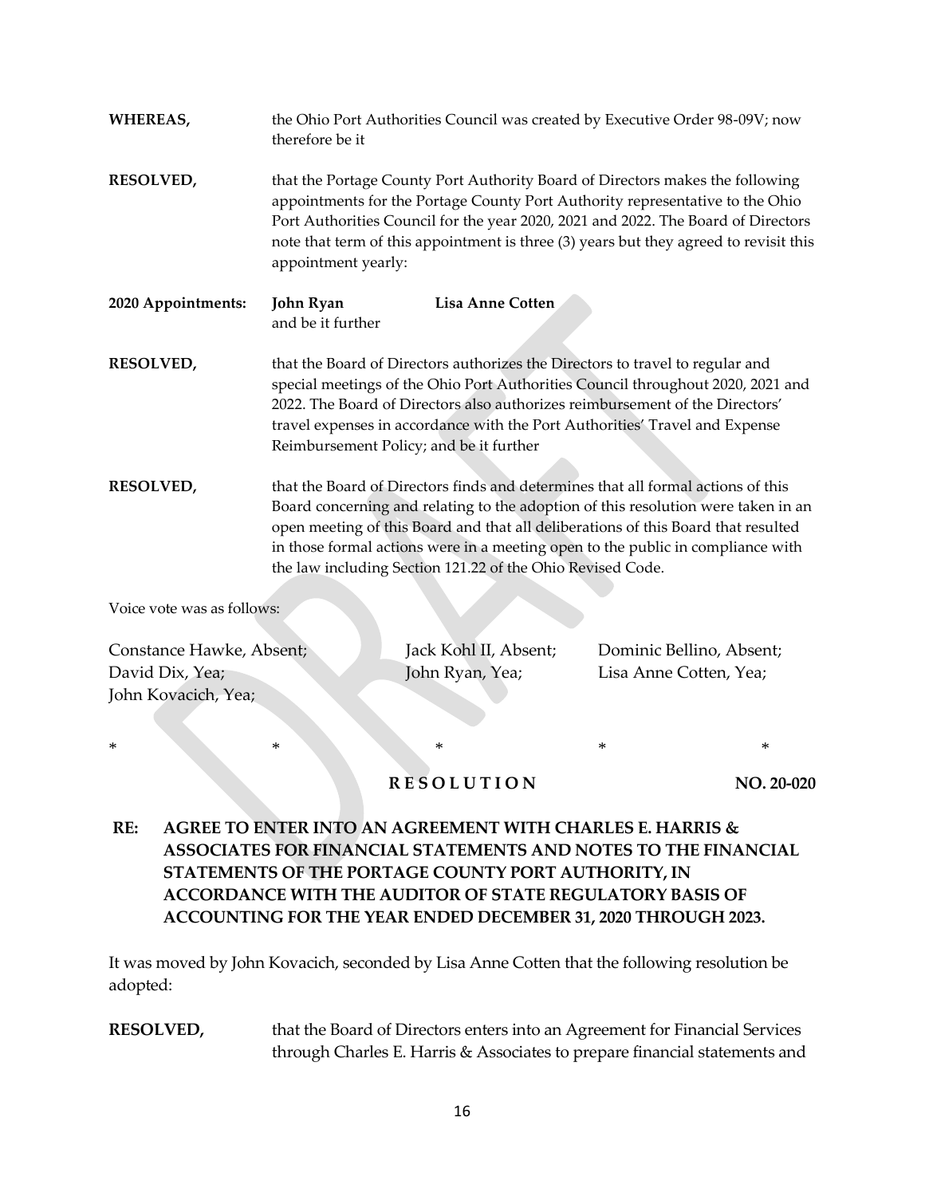**WHEREAS,** the Ohio Port Authorities Council was created by Executive Order 98-09V; now therefore be it

**RESOLVED,** that the Portage County Port Authority Board of Directors makes the following appointments for the Portage County Port Authority representative to the Ohio Port Authorities Council for the year 2020, 2021 and 2022. The Board of Directors note that term of this appointment is three (3) years but they agreed to revisit this appointment yearly:

**2020 Appointments:** **John Ryan** **Lisa Anne Cotten**
and be it further

**RESOLVED,** that the Board of Directors authorizes the Directors to travel to regular and special meetings of the Ohio Port Authorities Council throughout 2020, 2021 and 2022. The Board of Directors also authorizes reimbursement of the Directors' travel expenses in accordance with the Port Authorities' Travel and Expense Reimbursement Policy; and be it further

**RESOLVED,** that the Board of Directors finds and determines that all formal actions of this Board concerning and relating to the adoption of this resolution were taken in an open meeting of this Board and that all deliberations of this Board that resulted in those formal actions were in a meeting open to the public in compliance with the law including Section 121.22 of the Ohio Revised Code.

Voice vote was as follows:

Constance Hawke, Absent; Jack Kohl II, Absent; Dominic Bellino, Absent;
David Dix, Yea; John Ryan, Yea; Lisa Anne Cotten, Yea;
John Kovacich, Yea;

\* \* \* \* \*

**R E S O L U T I O N** **NO. 20-020**

**RE: AGREE TO ENTER INTO AN AGREEMENT WITH CHARLES E. HARRIS & ASSOCIATES FOR FINANCIAL STATEMENTS AND NOTES TO THE FINANCIAL STATEMENTS OF THE PORTAGE COUNTY PORT AUTHORITY, IN ACCORDANCE WITH THE AUDITOR OF STATE REGULATORY BASIS OF ACCOUNTING FOR THE YEAR ENDED DECEMBER 31, 2020 THROUGH 2023.**

It was moved by John Kovacich, seconded by Lisa Anne Cotten that the following resolution be adopted:

**RESOLVED,** that the Board of Directors enters into an Agreement for Financial Services through Charles E. Harris & Associates to prepare financial statements and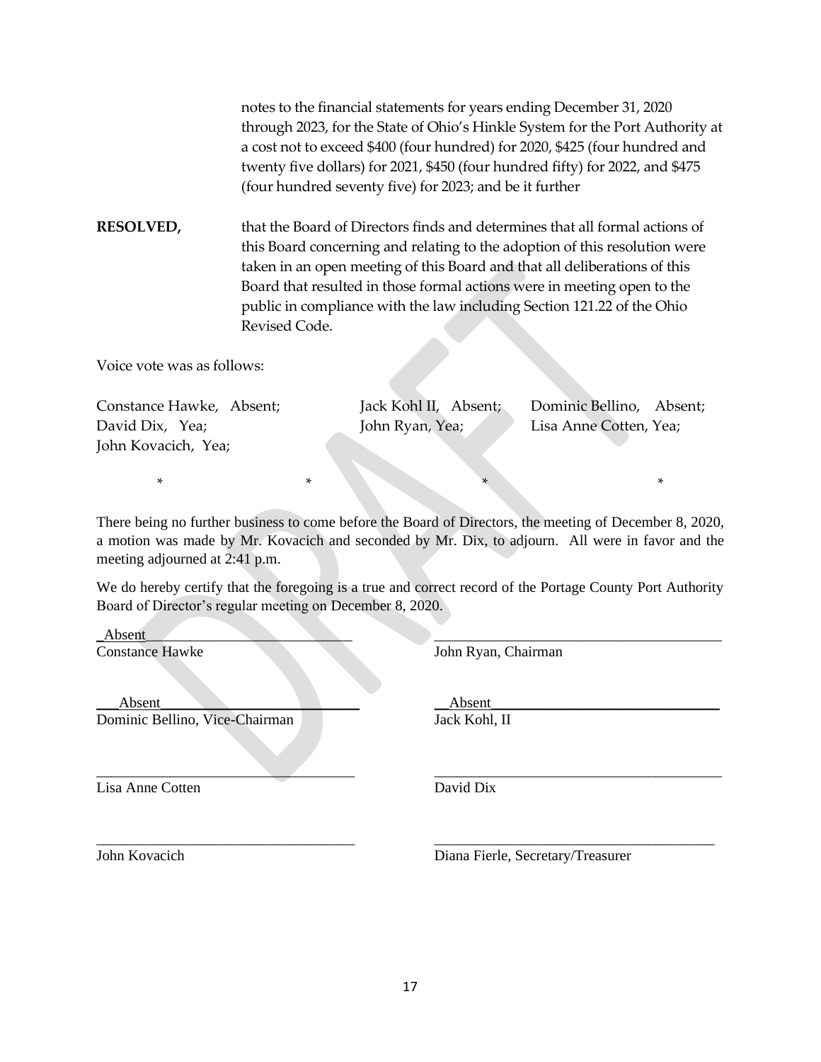notes to the financial statements for years ending December 31, 2020 through 2023, for the State of Ohio's Hinkle System for the Port Authority at a cost not to exceed $400 (four hundred) for 2020, $425 (four hundred and twenty five dollars) for 2021, $450 (four hundred fifty) for 2022, and $475 (four hundred seventy five) for 2023; and be it further

**RESOLVED,** that the Board of Directors finds and determines that all formal actions of this Board concerning and relating to the adoption of this resolution were taken in an open meeting of this Board and that all deliberations of this Board that resulted in those formal actions were in meeting open to the public in compliance with the law including Section 121.22 of the Ohio Revised Code.

Voice vote was as follows:

| | | |
|---|---|---|
| Constance Hawke, Absent; | Jack Kohl II, Absent; | Dominic Bellino, Absent; |
| David Dix, Yea; | John Ryan, Yea; | Lisa Anne Cotten, Yea; |
| John Kovacich, Yea; | | |

\* \* \* \*

There being no further business to come before the Board of Directors, the meeting of December 8, 2020, a motion was made by Mr. Kovacich and seconded by Mr. Dix, to adjourn. All were in favor and the meeting adjourned at 2:41 p.m.

We do hereby certify that the foregoing is a true and correct record of the Portage County Port Authority Board of Director's regular meeting on December 8, 2020.

| | |
|---|---|
| _Absent_____________________________ | _______________________________________ |
| Constance Hawke | John Ryan, Chairman |
| ___Absent___________________________ | __Absent________________________________ |
| Dominic Bellino, Vice-Chairman | Jack Kohl, II |
| ___________________________________ | _______________________________________ |
| Lisa Anne Cotten | David Dix |
| ___________________________________ | _______________________________________ |
| John Kovacich | Diana Fierle, Secretary/Treasurer |

DRAFT